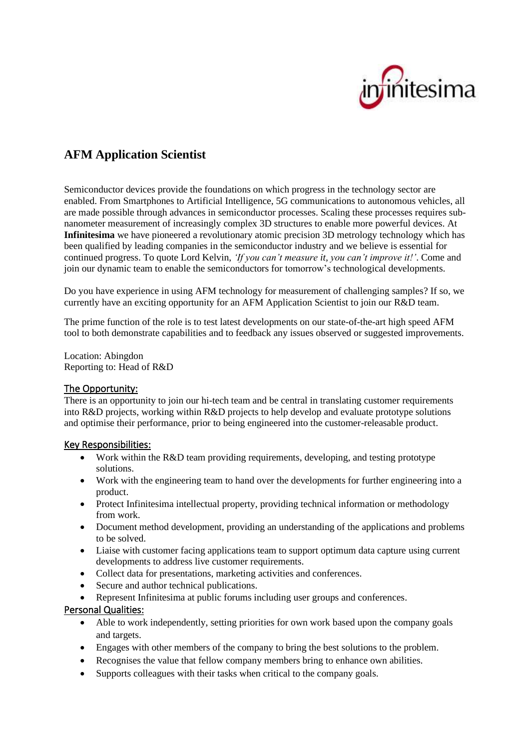# AFM Application Scientist

Semiconductor devices provide the foundations on which progress in the technology sector are enabled. From Smartphones to Artificial Intelligence, 5G communications to autonomous vehicles, all are made possible through advances in semiconductor processes. Scaling these processes requires sub-nanometer measurement of increasingly complex 3D structures to enable more powerful devices. At **Infinitesima** we have pioneered a revolutionary atomic precision 3D metrology technology which has been qualified by leading companies in the semiconductor industry and we believe is essential for continued progress. To quote Lord Kelvin, *'If you can't measure it, you can't improve it!'*. Come and join our dynamic team to enable the semiconductors for tomorrow's technological developments.

Do you have experience in using AFM technology for measurement of challenging samples? If so, we currently have an exciting opportunity for an AFM Application Scientist to join our R&D team.

The prime function of the role is to test latest developments on our state-of-the-art high speed AFM tool to both demonstrate capabilities and to feedback any issues observed or suggested improvements.

Location: Abingdon
Reporting to: Head of R&D

## The Opportunity:

There is an opportunity to join our hi-tech team and be central in translating customer requirements into R&D projects, working within R&D projects to help develop and evaluate prototype solutions and optimise their performance, prior to being engineered into the customer-releasable product.

## Key Responsibilities:

- Work within the R&D team providing requirements, developing, and testing prototype solutions.
- Work with the engineering team to hand over the developments for further engineering into a product.
- Protect Infinitesima intellectual property, providing technical information or methodology from work.
- Document method development, providing an understanding of the applications and problems to be solved.
- Liaise with customer facing applications team to support optimum data capture using current developments to address live customer requirements.
- Collect data for presentations, marketing activities and conferences.
- Secure and author technical publications.
- Represent Infinitesima at public forums including user groups and conferences.

## Personal Qualities:

- Able to work independently, setting priorities for own work based upon the company goals and targets.
- Engages with other members of the company to bring the best solutions to the problem.
- Recognises the value that fellow company members bring to enhance own abilities.
- Supports colleagues with their tasks when critical to the company goals.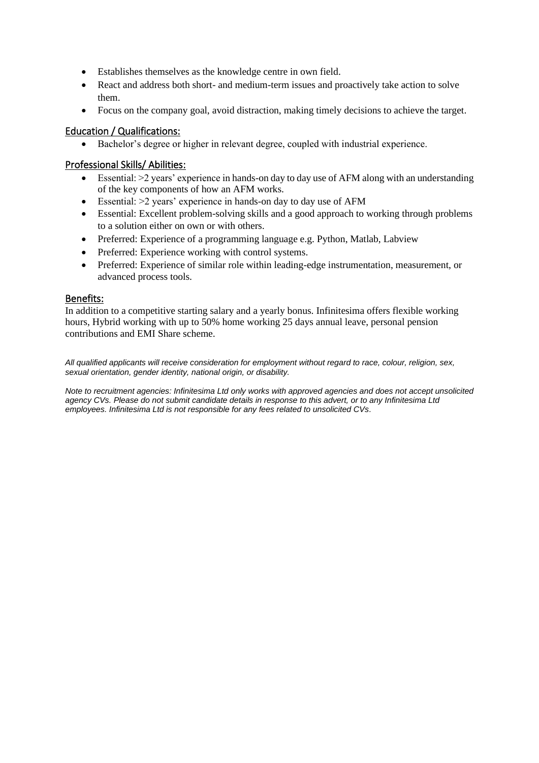- Establishes themselves as the knowledge centre in own field.
- React and address both short- and medium-term issues and proactively take action to solve them.
- Focus on the company goal, avoid distraction, making timely decisions to achieve the target.

## Education / Qualifications:

- Bachelor's degree or higher in relevant degree, coupled with industrial experience.

## Professional Skills/ Abilities:

- Essential: >2 years' experience in hands-on day to day use of AFM along with an understanding of the key components of how an AFM works.
- Essential: >2 years' experience in hands-on day to day use of AFM
- Essential: Excellent problem-solving skills and a good approach to working through problems to a solution either on own or with others.
- Preferred: Experience of a programming language e.g. Python, Matlab, Labview
- Preferred: Experience working with control systems.
- Preferred: Experience of similar role within leading-edge instrumentation, measurement, or advanced process tools.

## Benefits:

In addition to a competitive starting salary and a yearly bonus. Infinitesima offers flexible working hours, Hybrid working with up to 50% home working 25 days annual leave, personal pension contributions and EMI Share scheme.

*All qualified applicants will receive consideration for employment without regard to race, colour, religion, sex, sexual orientation, gender identity, national origin, or disability.*

*Note to recruitment agencies: Infinitesima Ltd only works with approved agencies and does not accept unsolicited agency CVs. Please do not submit candidate details in response to this advert, or to any Infinitesima Ltd employees. Infinitesima Ltd is not responsible for any fees related to unsolicited CVs.*